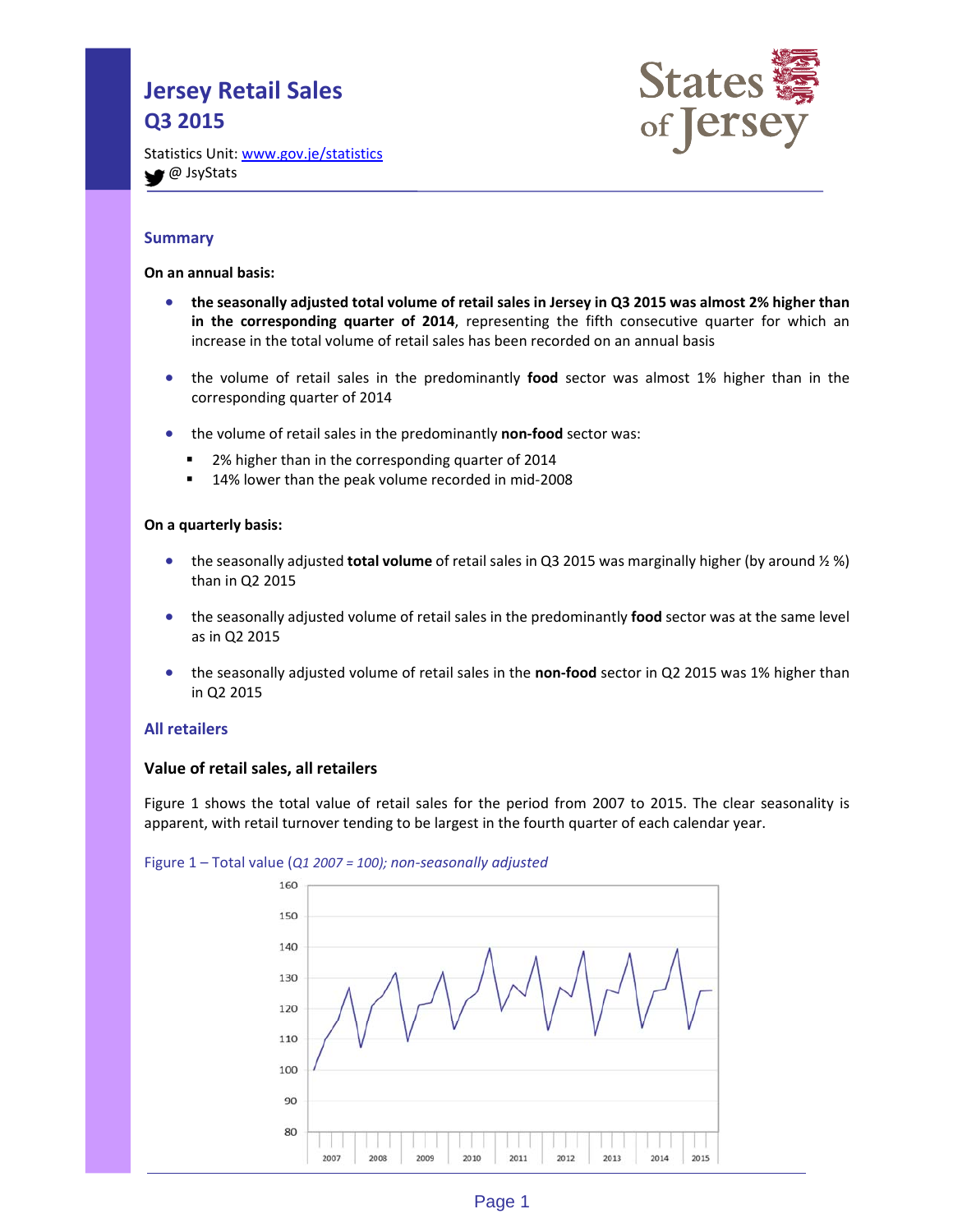# Jersey Retail Sales
# Q3 2015

Statistics Unit: www.gov.je/statistics
@ JsyStats

## Summary

**On an annual basis:**

- **the seasonally adjusted total volume of retail sales in Jersey in Q3 2015 was almost 2% higher than in the corresponding quarter of 2014**, representing the fifth consecutive quarter for which an increase in the total volume of retail sales has been recorded on an annual basis
- the volume of retail sales in the predominantly **food** sector was almost 1% higher than in the corresponding quarter of 2014
- the volume of retail sales in the predominantly **non-food** sector was:
  - 2% higher than in the corresponding quarter of 2014
  - 14% lower than the peak volume recorded in mid-2008

**On a quarterly basis:**

- the seasonally adjusted **total volume** of retail sales in Q3 2015 was marginally higher (by around ½ %) than in Q2 2015
- the seasonally adjusted volume of retail sales in the predominantly **food** sector was at the same level as in Q2 2015
- the seasonally adjusted volume of retail sales in the **non-food** sector in Q2 2015 was 1% higher than in Q2 2015

## All retailers

### Value of retail sales, all retailers

Figure 1 shows the total value of retail sales for the period from 2007 to 2015. The clear seasonality is apparent, with retail turnover tending to be largest in the fourth quarter of each calendar year.

Figure 1 – Total value (*Q1 2007 = 100); non-seasonally adjusted*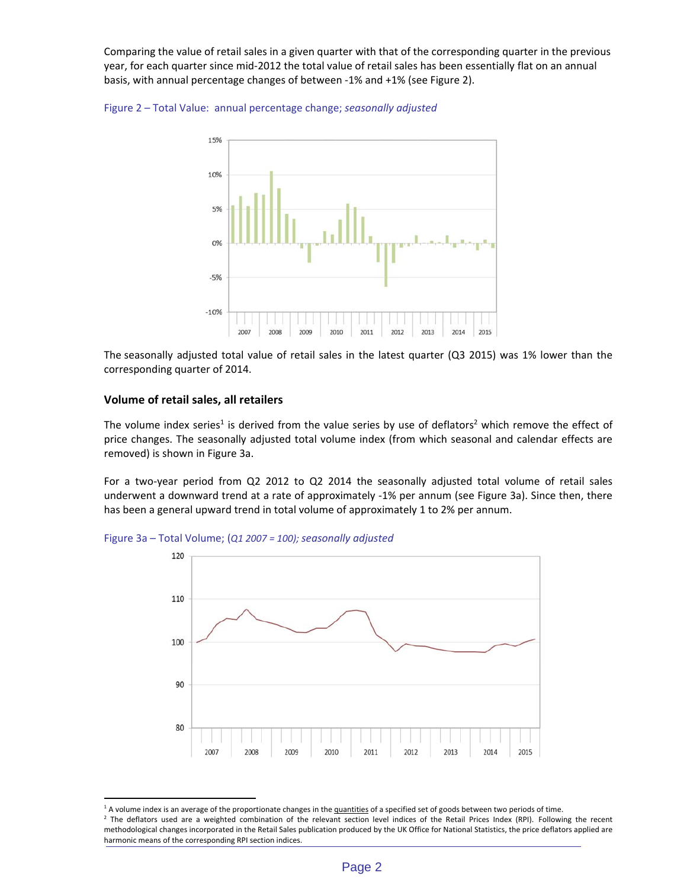Comparing the value of retail sales in a given quarter with that of the corresponding quarter in the previous year, for each quarter since mid-2012 the total value of retail sales has been essentially flat on an annual basis, with annual percentage changes of between -1% and +1% (see Figure 2).

Figure 2 – Total Value: annual percentage change; *seasonally adjusted*

The seasonally adjusted total value of retail sales in the latest quarter (Q3 2015) was 1% lower than the corresponding quarter of 2014.

### Volume of retail sales, all retailers

The volume index series[1] is derived from the value series by use of deflators[2] which remove the effect of price changes. The seasonally adjusted total volume index (from which seasonal and calendar effects are removed) is shown in Figure 3a.

For a two-year period from Q2 2012 to Q2 2014 the seasonally adjusted total volume of retail sales underwent a downward trend at a rate of approximately -1% per annum (see Figure 3a). Since then, there has been a general upward trend in total volume of approximately 1 to 2% per annum.

Figure 3a – Total Volume; (*Q1 2007 = 100); seasonally adjusted*

---

[1] A volume index is an average of the proportionate changes in the quantities of a specified set of goods between two periods of time.

[2] The deflators used are a weighted combination of the relevant section level indices of the Retail Prices Index (RPI). Following the recent methodological changes incorporated in the Retail Sales publication produced by the UK Office for National Statistics, the price deflators applied are harmonic means of the corresponding RPI section indices.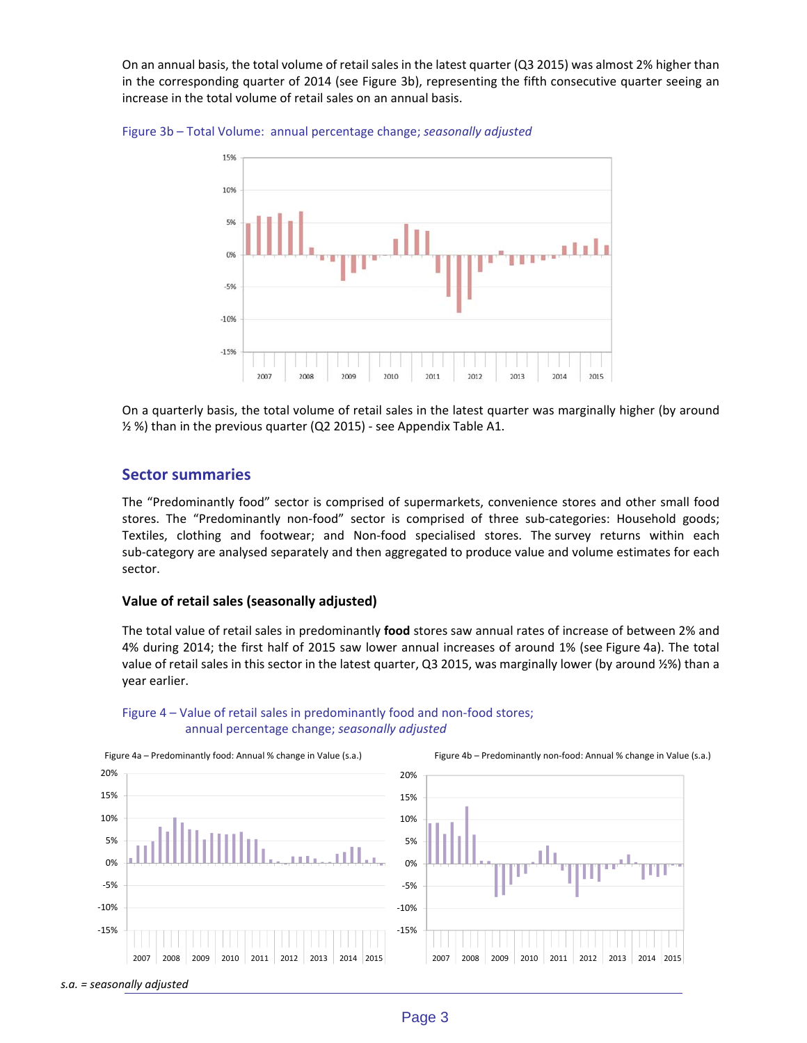On an annual basis, the total volume of retail sales in the latest quarter (Q3 2015) was almost 2% higher than in the corresponding quarter of 2014 (see Figure 3b), representing the fifth consecutive quarter seeing an increase in the total volume of retail sales on an annual basis.

Figure 3b – Total Volume: annual percentage change; *seasonally adjusted*

On a quarterly basis, the total volume of retail sales in the latest quarter was marginally higher (by around ½ %) than in the previous quarter (Q2 2015) - see Appendix Table A1.

## Sector summaries

The “Predominantly food” sector is comprised of supermarkets, convenience stores and other small food stores. The “Predominantly non-food” sector is comprised of three sub-categories: Household goods; Textiles, clothing and footwear; and Non-food specialised stores. The survey returns within each sub-category are analysed separately and then aggregated to produce value and volume estimates for each sector.

### Value of retail sales (seasonally adjusted)

The total value of retail sales in predominantly **food** stores saw annual rates of increase of between 2% and 4% during 2014; the first half of 2015 saw lower annual increases of around 1% (see Figure 4a). The total value of retail sales in this sector in the latest quarter, Q3 2015, was marginally lower (by around ½%) than a year earlier.

Figure 4 – Value of retail sales in predominantly food and non-food stores; annual percentage change; *seasonally adjusted*

Figure 4a – Predominantly food: Annual % change in Value (s.a.)

Figure 4b – Predominantly non-food: Annual % change in Value (s.a.)

*s.a. = seasonally adjusted*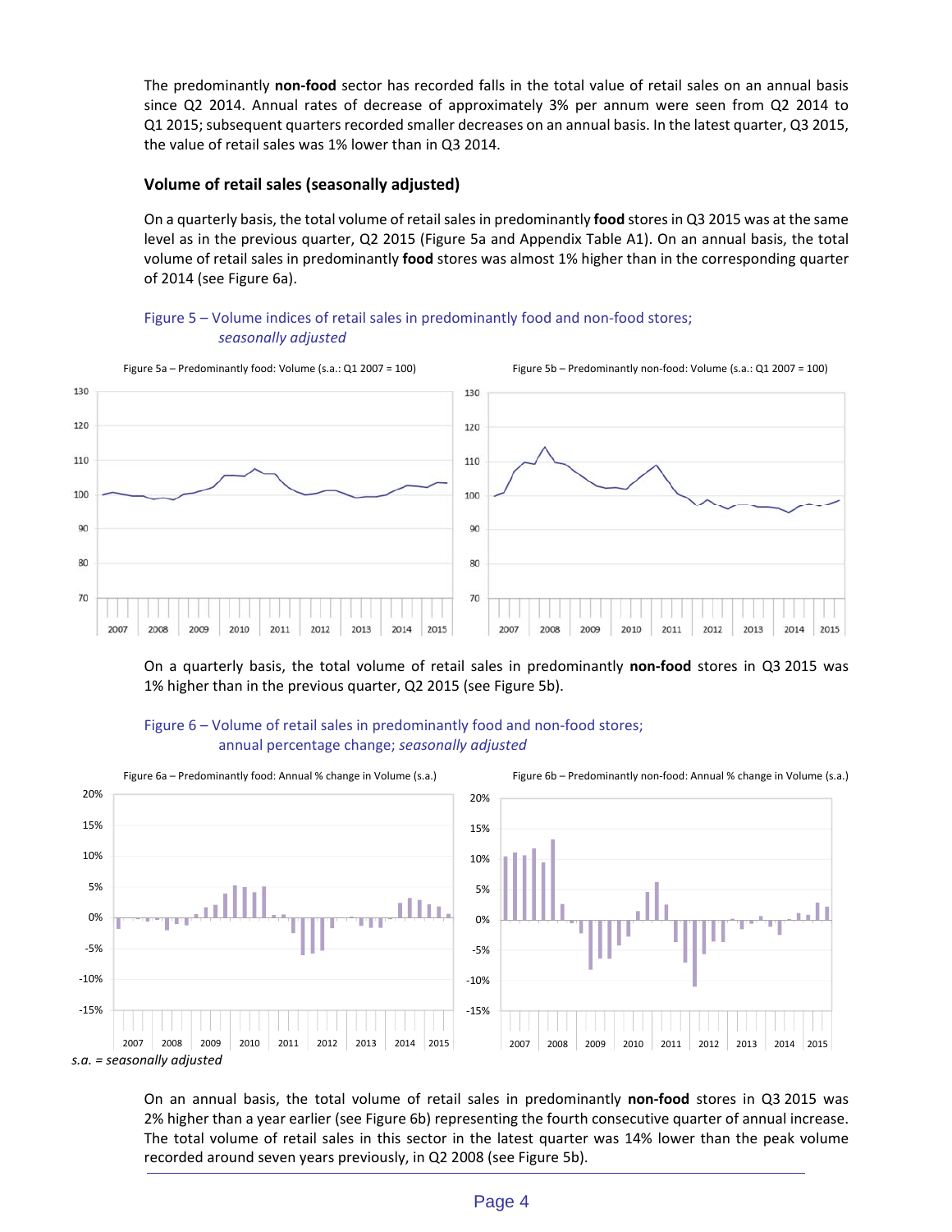The predominantly **non-food** sector has recorded falls in the total value of retail sales on an annual basis since Q2 2014. Annual rates of decrease of approximately 3% per annum were seen from Q2 2014 to Q1 2015; subsequent quarters recorded smaller decreases on an annual basis. In the latest quarter, Q3 2015, the value of retail sales was 1% lower than in Q3 2014.

### Volume of retail sales (seasonally adjusted)

On a quarterly basis, the total volume of retail sales in predominantly **food** stores in Q3 2015 was at the same level as in the previous quarter, Q2 2015 (Figure 5a and Appendix Table A1). On an annual basis, the total volume of retail sales in predominantly **food** stores was almost 1% higher than in the corresponding quarter of 2014 (see Figure 6a).

Figure 5 – Volume indices of retail sales in predominantly food and non-food stores; *seasonally adjusted*

Figure 5a – Predominantly food: Volume (s.a.: Q1 2007 = 100)

Figure 5b – Predominantly non-food: Volume (s.a.: Q1 2007 = 100)

On a quarterly basis, the total volume of retail sales in predominantly **non-food** stores in Q3 2015 was 1% higher than in the previous quarter, Q2 2015 (see Figure 5b).

Figure 6 – Volume of retail sales in predominantly food and non-food stores; annual percentage change; *seasonally adjusted*

Figure 6a – Predominantly food: Annual % change in Volume (s.a.)

Figure 6b – Predominantly non-food: Annual % change in Volume (s.a.)

*s.a. = seasonally adjusted*

On an annual basis, the total volume of retail sales in predominantly **non-food** stores in Q3 2015 was 2% higher than a year earlier (see Figure 6b) representing the fourth consecutive quarter of annual increase. The total volume of retail sales in this sector in the latest quarter was 14% lower than the peak volume recorded around seven years previously, in Q2 2008 (see Figure 5b).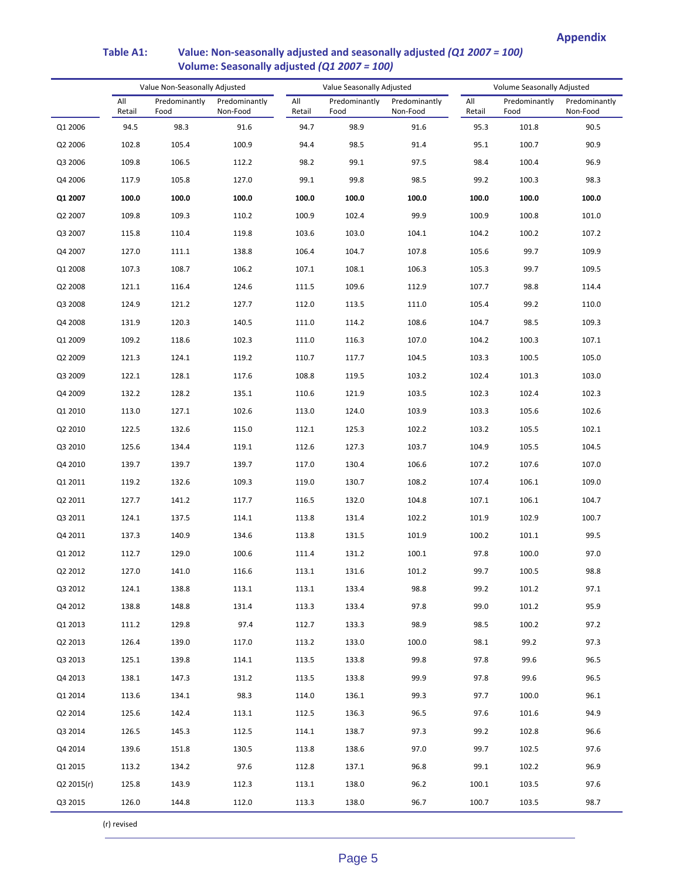**Appendix**

## Table A1: Value: Non-seasonally adjusted and seasonally adjusted *(Q1 2007 = 100)* Volume: Seasonally adjusted *(Q1 2007 = 100)*

| | Value Non-Seasonally Adjusted | | | Value Seasonally Adjusted | | | Volume Seasonally Adjusted | | |
|---|---|---|---|---|---|---|---|---|---|
| | All Retail | Predominantly Food | Predominantly Non-Food | All Retail | Predominantly Food | Predominantly Non-Food | All Retail | Predominantly Food | Predominantly Non-Food |
| Q1 2006 | 94.5 | 98.3 | 91.6 | 94.7 | 98.9 | 91.6 | 95.3 | 101.8 | 90.5 |
| Q2 2006 | 102.8 | 105.4 | 100.9 | 94.4 | 98.5 | 91.4 | 95.1 | 100.7 | 90.9 |
| Q3 2006 | 109.8 | 106.5 | 112.2 | 98.2 | 99.1 | 97.5 | 98.4 | 100.4 | 96.9 |
| Q4 2006 | 117.9 | 105.8 | 127.0 | 99.1 | 99.8 | 98.5 | 99.2 | 100.3 | 98.3 |
| **Q1 2007** | **100.0** | **100.0** | **100.0** | **100.0** | **100.0** | **100.0** | **100.0** | **100.0** | **100.0** |
| Q2 2007 | 109.8 | 109.3 | 110.2 | 100.9 | 102.4 | 99.9 | 100.9 | 100.8 | 101.0 |
| Q3 2007 | 115.8 | 110.4 | 119.8 | 103.6 | 103.0 | 104.1 | 104.2 | 100.2 | 107.2 |
| Q4 2007 | 127.0 | 111.1 | 138.8 | 106.4 | 104.7 | 107.8 | 105.6 | 99.7 | 109.9 |
| Q1 2008 | 107.3 | 108.7 | 106.2 | 107.1 | 108.1 | 106.3 | 105.3 | 99.7 | 109.5 |
| Q2 2008 | 121.1 | 116.4 | 124.6 | 111.5 | 109.6 | 112.9 | 107.7 | 98.8 | 114.4 |
| Q3 2008 | 124.9 | 121.2 | 127.7 | 112.0 | 113.5 | 111.0 | 105.4 | 99.2 | 110.0 |
| Q4 2008 | 131.9 | 120.3 | 140.5 | 111.0 | 114.2 | 108.6 | 104.7 | 98.5 | 109.3 |
| Q1 2009 | 109.2 | 118.6 | 102.3 | 111.0 | 116.3 | 107.0 | 104.2 | 100.3 | 107.1 |
| Q2 2009 | 121.3 | 124.1 | 119.2 | 110.7 | 117.7 | 104.5 | 103.3 | 100.5 | 105.0 |
| Q3 2009 | 122.1 | 128.1 | 117.6 | 108.8 | 119.5 | 103.2 | 102.4 | 101.3 | 103.0 |
| Q4 2009 | 132.2 | 128.2 | 135.1 | 110.6 | 121.9 | 103.5 | 102.3 | 102.4 | 102.3 |
| Q1 2010 | 113.0 | 127.1 | 102.6 | 113.0 | 124.0 | 103.9 | 103.3 | 105.6 | 102.6 |
| Q2 2010 | 122.5 | 132.6 | 115.0 | 112.1 | 125.3 | 102.2 | 103.2 | 105.5 | 102.1 |
| Q3 2010 | 125.6 | 134.4 | 119.1 | 112.6 | 127.3 | 103.7 | 104.9 | 105.5 | 104.5 |
| Q4 2010 | 139.7 | 139.7 | 139.7 | 117.0 | 130.4 | 106.6 | 107.2 | 107.6 | 107.0 |
| Q1 2011 | 119.2 | 132.6 | 109.3 | 119.0 | 130.7 | 108.2 | 107.4 | 106.1 | 109.0 |
| Q2 2011 | 127.7 | 141.2 | 117.7 | 116.5 | 132.0 | 104.8 | 107.1 | 106.1 | 104.7 |
| Q3 2011 | 124.1 | 137.5 | 114.1 | 113.8 | 131.4 | 102.2 | 101.9 | 102.9 | 100.7 |
| Q4 2011 | 137.3 | 140.9 | 134.6 | 113.8 | 131.5 | 101.9 | 100.2 | 101.1 | 99.5 |
| Q1 2012 | 112.7 | 129.0 | 100.6 | 111.4 | 131.2 | 100.1 | 97.8 | 100.0 | 97.0 |
| Q2 2012 | 127.0 | 141.0 | 116.6 | 113.1 | 131.6 | 101.2 | 99.7 | 100.5 | 98.8 |
| Q3 2012 | 124.1 | 138.8 | 113.1 | 113.1 | 133.4 | 98.8 | 99.2 | 101.2 | 97.1 |
| Q4 2012 | 138.8 | 148.8 | 131.4 | 113.3 | 133.4 | 97.8 | 99.0 | 101.2 | 95.9 |
| Q1 2013 | 111.2 | 129.8 | 97.4 | 112.7 | 133.3 | 98.9 | 98.5 | 100.2 | 97.2 |
| Q2 2013 | 126.4 | 139.0 | 117.0 | 113.2 | 133.0 | 100.0 | 98.1 | 99.2 | 97.3 |
| Q3 2013 | 125.1 | 139.8 | 114.1 | 113.5 | 133.8 | 99.8 | 97.8 | 99.6 | 96.5 |
| Q4 2013 | 138.1 | 147.3 | 131.2 | 113.5 | 133.8 | 99.9 | 97.8 | 99.6 | 96.5 |
| Q1 2014 | 113.6 | 134.1 | 98.3 | 114.0 | 136.1 | 99.3 | 97.7 | 100.0 | 96.1 |
| Q2 2014 | 125.6 | 142.4 | 113.1 | 112.5 | 136.3 | 96.5 | 97.6 | 101.6 | 94.9 |
| Q3 2014 | 126.5 | 145.3 | 112.5 | 114.1 | 138.7 | 97.3 | 99.2 | 102.8 | 96.6 |
| Q4 2014 | 139.6 | 151.8 | 130.5 | 113.8 | 138.6 | 97.0 | 99.7 | 102.5 | 97.6 |
| Q1 2015 | 113.2 | 134.2 | 97.6 | 112.8 | 137.1 | 96.8 | 99.1 | 102.2 | 96.9 |
| Q2 2015(r) | 125.8 | 143.9 | 112.3 | 113.1 | 138.0 | 96.2 | 100.1 | 103.5 | 97.6 |
| Q3 2015 | 126.0 | 144.8 | 112.0 | 113.3 | 138.0 | 96.7 | 100.7 | 103.5 | 98.7 |

(r) revised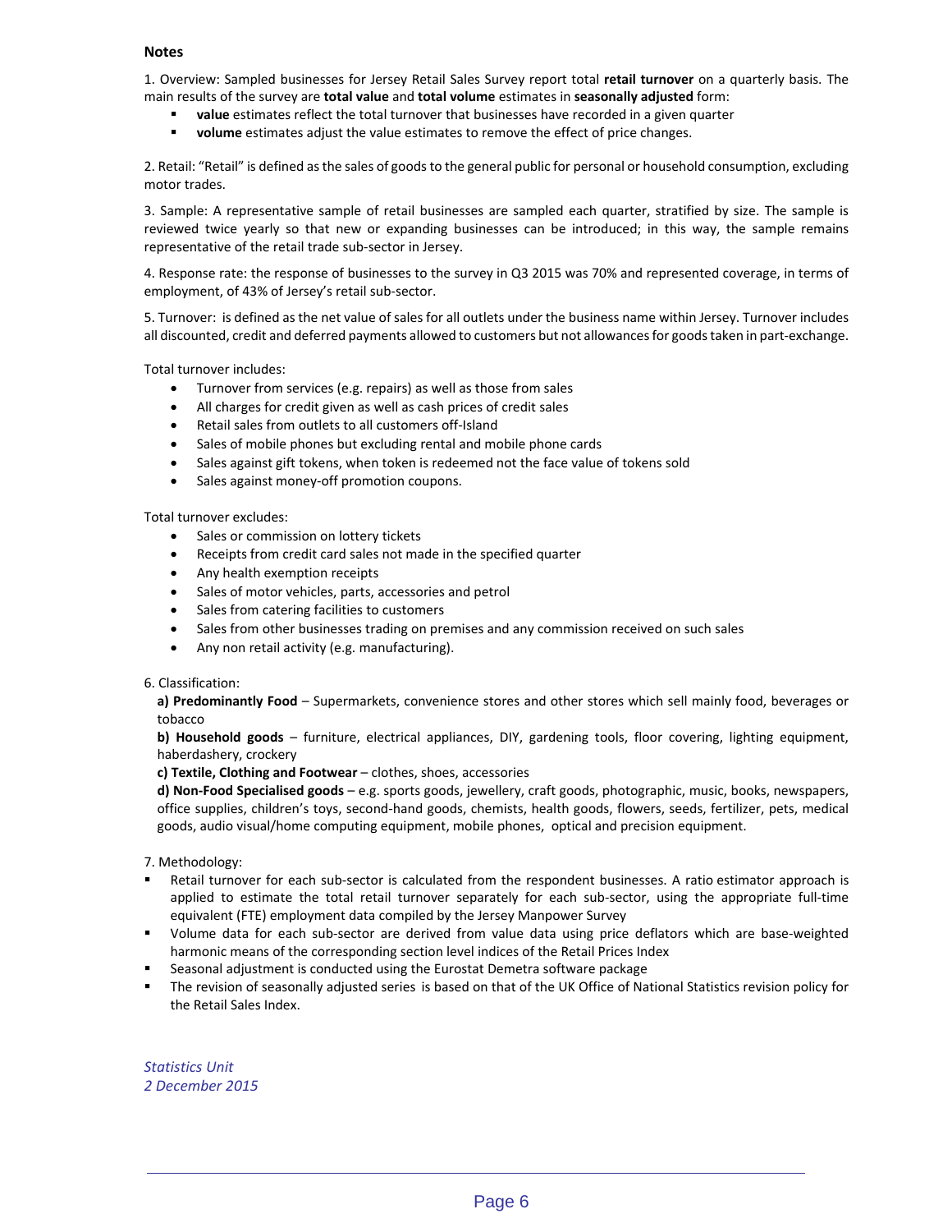## Notes

1. Overview: Sampled businesses for Jersey Retail Sales Survey report total **retail turnover** on a quarterly basis. The main results of the survey are **total value** and **total volume** estimates in **seasonally adjusted** form:

- **value** estimates reflect the total turnover that businesses have recorded in a given quarter
- **volume** estimates adjust the value estimates to remove the effect of price changes.

2. Retail: "Retail" is defined as the sales of goods to the general public for personal or household consumption, excluding motor trades.

3. Sample: A representative sample of retail businesses are sampled each quarter, stratified by size. The sample is reviewed twice yearly so that new or expanding businesses can be introduced; in this way, the sample remains representative of the retail trade sub-sector in Jersey.

4. Response rate: the response of businesses to the survey in Q3 2015 was 70% and represented coverage, in terms of employment, of 43% of Jersey's retail sub-sector.

5. Turnover: is defined as the net value of sales for all outlets under the business name within Jersey. Turnover includes all discounted, credit and deferred payments allowed to customers but not allowances for goods taken in part-exchange.

Total turnover includes:

- Turnover from services (e.g. repairs) as well as those from sales
- All charges for credit given as well as cash prices of credit sales
- Retail sales from outlets to all customers off-Island
- Sales of mobile phones but excluding rental and mobile phone cards
- Sales against gift tokens, when token is redeemed not the face value of tokens sold
- Sales against money-off promotion coupons.

Total turnover excludes:

- Sales or commission on lottery tickets
- Receipts from credit card sales not made in the specified quarter
- Any health exemption receipts
- Sales of motor vehicles, parts, accessories and petrol
- Sales from catering facilities to customers
- Sales from other businesses trading on premises and any commission received on such sales
- Any non retail activity (e.g. manufacturing).

6. Classification:

**a) Predominantly Food** – Supermarkets, convenience stores and other stores which sell mainly food, beverages or tobacco

**b) Household goods** – furniture, electrical appliances, DIY, gardening tools, floor covering, lighting equipment, haberdashery, crockery

**c) Textile, Clothing and Footwear** – clothes, shoes, accessories

**d) Non-Food Specialised goods** – e.g. sports goods, jewellery, craft goods, photographic, music, books, newspapers, office supplies, children's toys, second-hand goods, chemists, health goods, flowers, seeds, fertilizer, pets, medical goods, audio visual/home computing equipment, mobile phones, optical and precision equipment.

7. Methodology:

- Retail turnover for each sub-sector is calculated from the respondent businesses. A ratio estimator approach is applied to estimate the total retail turnover separately for each sub-sector, using the appropriate full-time equivalent (FTE) employment data compiled by the Jersey Manpower Survey
- Volume data for each sub-sector are derived from value data using price deflators which are base-weighted harmonic means of the corresponding section level indices of the Retail Prices Index
- Seasonal adjustment is conducted using the Eurostat Demetra software package
- The revision of seasonally adjusted series is based on that of the UK Office of National Statistics revision policy for the Retail Sales Index.

*Statistics Unit*
*2 December 2015*